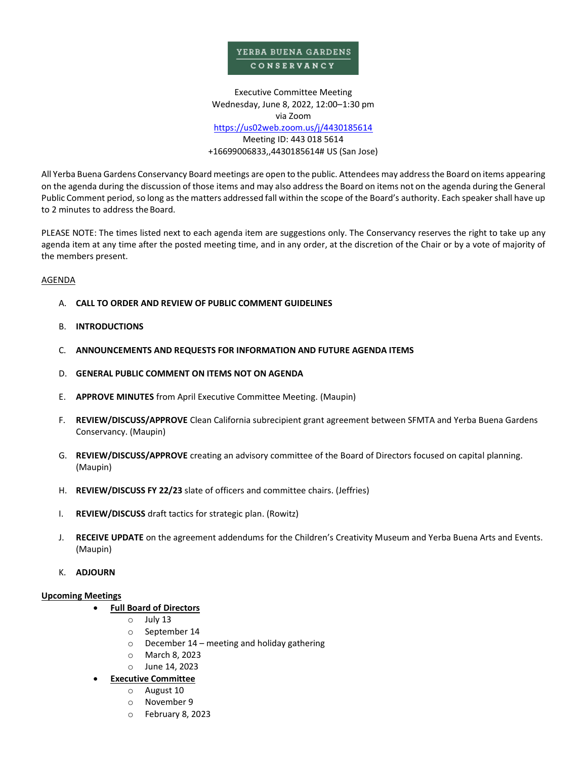YERBA BUENA GARDENS CONSERVANCY

Executive Committee Meeting
Wednesday, June 8, 2022, 12:00–1:30 pm
via Zoom
https://us02web.zoom.us/j/4430185614
Meeting ID: 443 018 5614
+16699006833,,4430185614# US (San Jose)

All Yerba Buena Gardens Conservancy Board meetings are open to the public. Attendees may address the Board on items appearing on the agenda during the discussion of those items and may also address the Board on items not on the agenda during the General Public Comment period, so long as the matters addressed fall within the scope of the Board's authority. Each speaker shall have up to 2 minutes to address the Board.

PLEASE NOTE: The times listed next to each agenda item are suggestions only. The Conservancy reserves the right to take up any agenda item at any time after the posted meeting time, and in any order, at the discretion of the Chair or by a vote of majority of the members present.

AGENDA

A. **CALL TO ORDER AND REVIEW OF PUBLIC COMMENT GUIDELINES**

B. **INTRODUCTIONS**

C. **ANNOUNCEMENTS AND REQUESTS FOR INFORMATION AND FUTURE AGENDA ITEMS**

D. **GENERAL PUBLIC COMMENT ON ITEMS NOT ON AGENDA**

E. **APPROVE MINUTES** from April Executive Committee Meeting. (Maupin)

F. **REVIEW/DISCUSS/APPROVE** Clean California subrecipient grant agreement between SFMTA and Yerba Buena Gardens Conservancy. (Maupin)

G. **REVIEW/DISCUSS/APPROVE** creating an advisory committee of the Board of Directors focused on capital planning. (Maupin)

H. **REVIEW/DISCUSS FY 22/23** slate of officers and committee chairs. (Jeffries)

I. **REVIEW/DISCUSS** draft tactics for strategic plan. (Rowitz)

J. **RECEIVE UPDATE** on the agreement addendums for the Children's Creativity Museum and Yerba Buena Arts and Events. (Maupin)

K. **ADJOURN**

**Upcoming Meetings**

- **Full Board of Directors**
  - July 13
  - September 14
  - December 14 – meeting and holiday gathering
  - March 8, 2023
  - June 14, 2023
- **Executive Committee**
  - August 10
  - November 9
  - February 8, 2023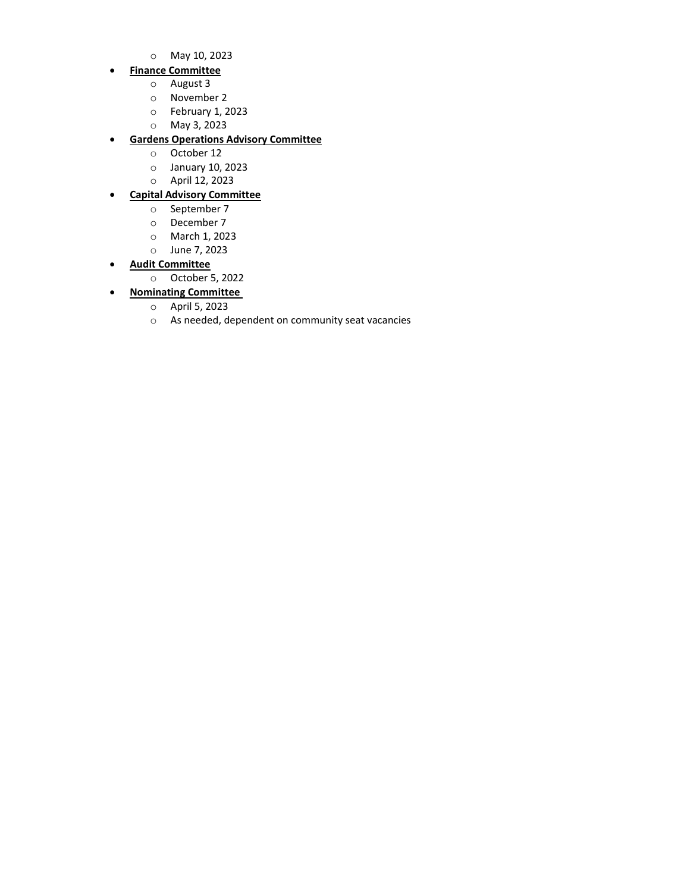- May 10, 2023
- **Finance Committee**
  - August 3
  - November 2
  - February 1, 2023
  - May 3, 2023
- **Gardens Operations Advisory Committee**
  - October 12
  - January 10, 2023
  - April 12, 2023
- **Capital Advisory Committee**
  - September 7
  - December 7
  - March 1, 2023
  - June 7, 2023
- **Audit Committee**
  - October 5, 2022
- **Nominating Committee**
  - April 5, 2023
  - As needed, dependent on community seat vacancies